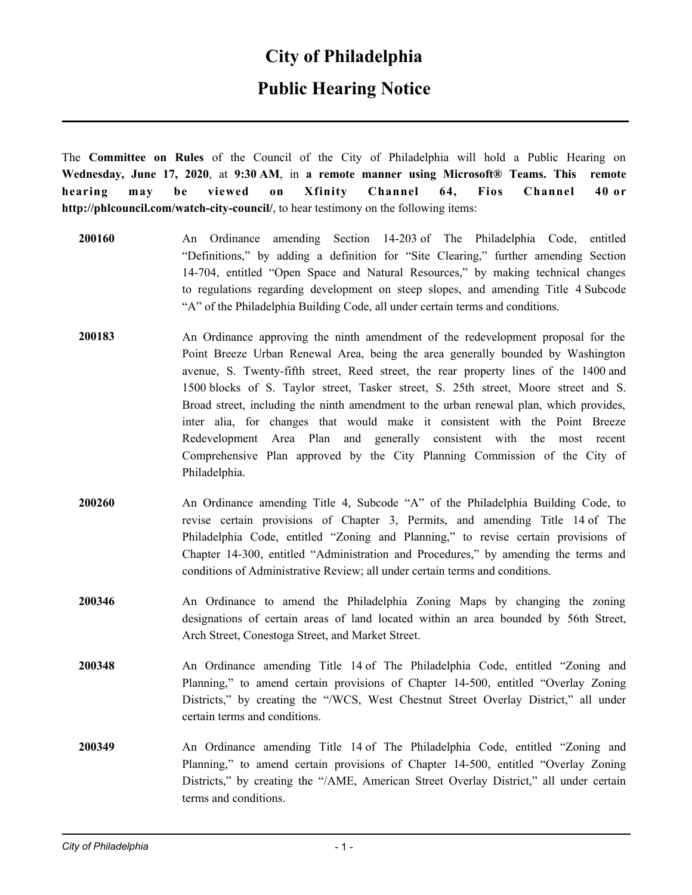# City of Philadelphia

## Public Hearing Notice

The **Committee on Rules** of the Council of the City of Philadelphia will hold a Public Hearing on **Wednesday, June 17, 2020**, at **9:30 AM**, in **a remote manner using Microsoft® Teams. This remote hearing may be viewed on Xfinity Channel 64, Fios Channel 40 or http://phlcouncil.com/watch-city-council/**, to hear testimony on the following items:

**200160** An Ordinance amending Section 14-203 of The Philadelphia Code, entitled "Definitions," by adding a definition for "Site Clearing," further amending Section 14-704, entitled "Open Space and Natural Resources," by making technical changes to regulations regarding development on steep slopes, and amending Title 4 Subcode "A" of the Philadelphia Building Code, all under certain terms and conditions.

**200183** An Ordinance approving the ninth amendment of the redevelopment proposal for the Point Breeze Urban Renewal Area, being the area generally bounded by Washington avenue, S. Twenty-fifth street, Reed street, the rear property lines of the 1400 and 1500 blocks of S. Taylor street, Tasker street, S. 25th street, Moore street and S. Broad street, including the ninth amendment to the urban renewal plan, which provides, inter alia, for changes that would make it consistent with the Point Breeze Redevelopment Area Plan and generally consistent with the most recent Comprehensive Plan approved by the City Planning Commission of the City of Philadelphia.

**200260** An Ordinance amending Title 4, Subcode "A" of the Philadelphia Building Code, to revise certain provisions of Chapter 3, Permits, and amending Title 14 of The Philadelphia Code, entitled "Zoning and Planning," to revise certain provisions of Chapter 14-300, entitled "Administration and Procedures," by amending the terms and conditions of Administrative Review; all under certain terms and conditions.

**200346** An Ordinance to amend the Philadelphia Zoning Maps by changing the zoning designations of certain areas of land located within an area bounded by 56th Street, Arch Street, Conestoga Street, and Market Street.

**200348** An Ordinance amending Title 14 of The Philadelphia Code, entitled "Zoning and Planning," to amend certain provisions of Chapter 14-500, entitled "Overlay Zoning Districts," by creating the "/WCS, West Chestnut Street Overlay District," all under certain terms and conditions.

**200349** An Ordinance amending Title 14 of The Philadelphia Code, entitled "Zoning and Planning," to amend certain provisions of Chapter 14-500, entitled "Overlay Zoning Districts," by creating the "/AME, American Street Overlay District," all under certain terms and conditions.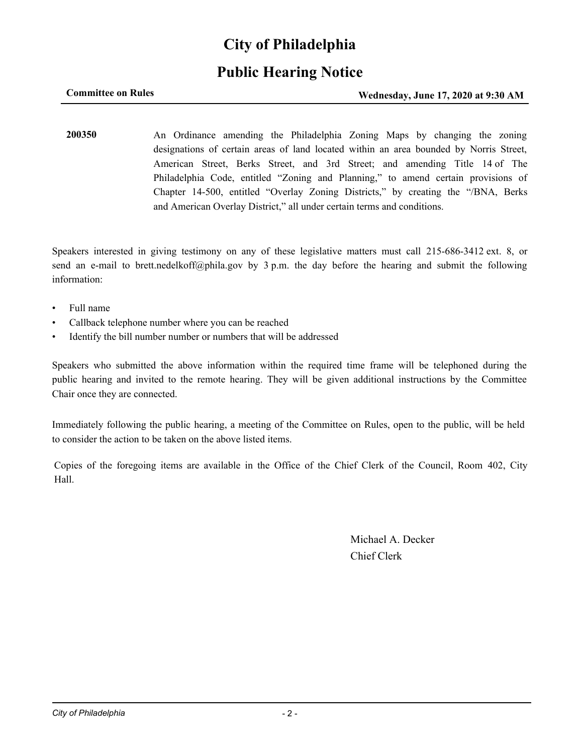# City of Philadelphia

## Public Hearing Notice

**Committee on Rules** **Wednesday, June 17, 2020 at 9:30 AM**

**200350** An Ordinance amending the Philadelphia Zoning Maps by changing the zoning designations of certain areas of land located within an area bounded by Norris Street, American Street, Berks Street, and 3rd Street; and amending Title 14 of The Philadelphia Code, entitled "Zoning and Planning," to amend certain provisions of Chapter 14-500, entitled "Overlay Zoning Districts," by creating the "/BNA, Berks and American Overlay District," all under certain terms and conditions.

Speakers interested in giving testimony on any of these legislative matters must call 215-686-3412 ext. 8, or send an e-mail to brett.nedelkoff@phila.gov by 3 p.m. the day before the hearing and submit the following information:

- Full name
- Callback telephone number where you can be reached
- Identify the bill number number or numbers that will be addressed

Speakers who submitted the above information within the required time frame will be telephoned during the public hearing and invited to the remote hearing. They will be given additional instructions by the Committee Chair once they are connected.

Immediately following the public hearing, a meeting of the Committee on Rules, open to the public, will be held to consider the action to be taken on the above listed items.

Copies of the foregoing items are available in the Office of the Chief Clerk of the Council, Room 402, City Hall.

Michael A. Decker
Chief Clerk